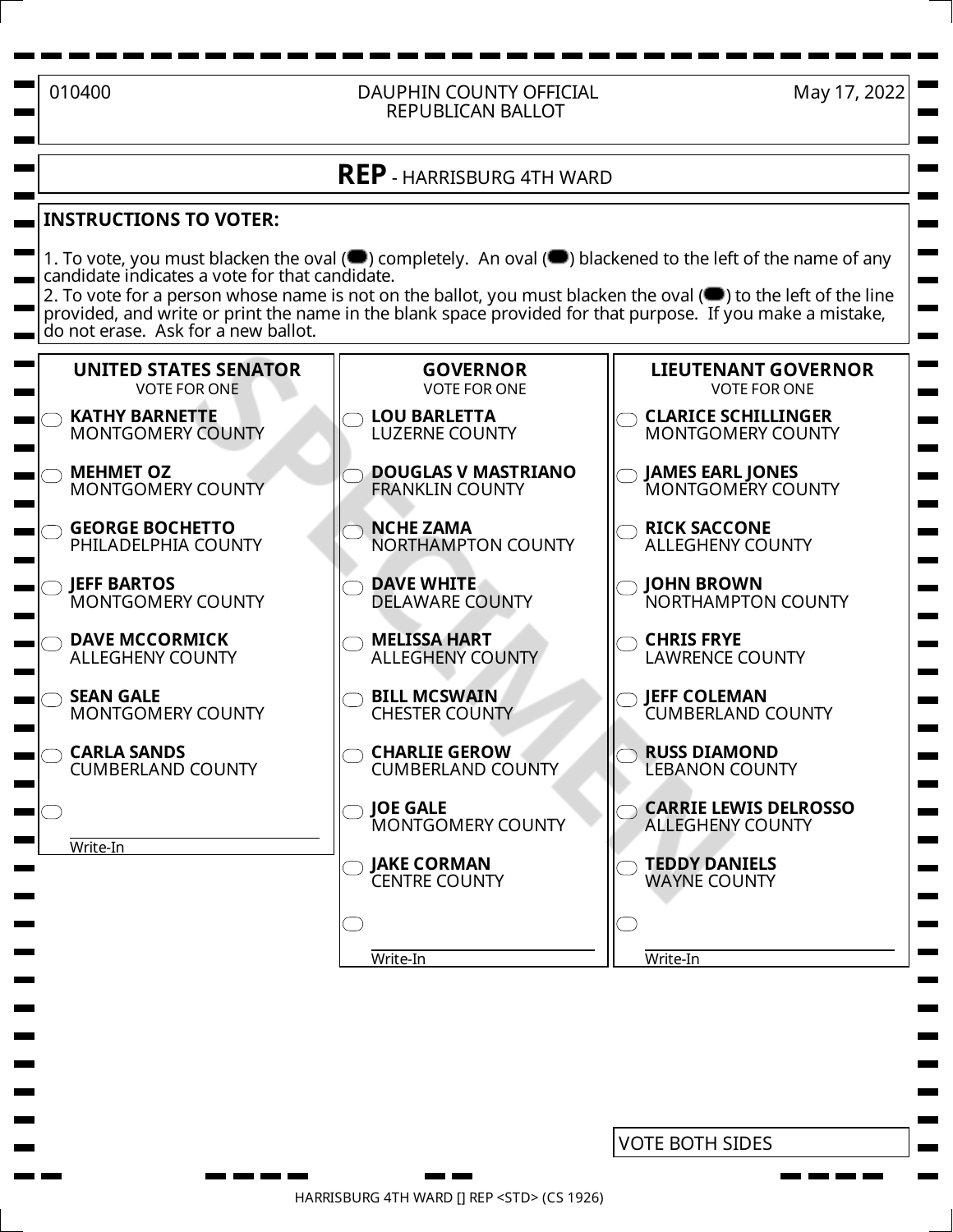010400

DAUPHIN COUNTY OFFICIAL
REPUBLICAN BALLOT

May 17, 2022

# REP - HARRISBURG 4TH WARD

**INSTRUCTIONS TO VOTER:**

1. To vote, you must blacken the oval ( ) completely. An oval ( ) blackened to the left of the name of any candidate indicates a vote for that candidate.
2. To vote for a person whose name is not on the ballot, you must blacken the oval ( ) to the left of the line provided, and write or print the name in the blank space provided for that purpose. If you make a mistake, do not erase. Ask for a new ballot.

## UNITED STATES SENATOR
VOTE FOR ONE

- **KATHY BARNETTE** MONTGOMERY COUNTY
- **MEHMET OZ** MONTGOMERY COUNTY
- **GEORGE BOCHETTO** PHILADELPHIA COUNTY
- **JEFF BARTOS** MONTGOMERY COUNTY
- **DAVE MCCORMICK** ALLEGHENY COUNTY
- **SEAN GALE** MONTGOMERY COUNTY
- **CARLA SANDS** CUMBERLAND COUNTY
- Write-In

## GOVERNOR
VOTE FOR ONE

- **LOU BARLETTA** LUZERNE COUNTY
- **DOUGLAS V MASTRIANO** FRANKLIN COUNTY
- **NCHE ZAMA** NORTHAMPTON COUNTY
- **DAVE WHITE** DELAWARE COUNTY
- **MELISSA HART** ALLEGHENY COUNTY
- **BILL MCSWAIN** CHESTER COUNTY
- **CHARLIE GEROW** CUMBERLAND COUNTY
- **JOE GALE** MONTGOMERY COUNTY
- **JAKE CORMAN** CENTRE COUNTY
- Write-In

## LIEUTENANT GOVERNOR
VOTE FOR ONE

- **CLARICE SCHILLINGER** MONTGOMERY COUNTY
- **JAMES EARL JONES** MONTGOMERY COUNTY
- **RICK SACCONE** ALLEGHENY COUNTY
- **JOHN BROWN** NORTHAMPTON COUNTY
- **CHRIS FRYE** LAWRENCE COUNTY
- **JEFF COLEMAN** CUMBERLAND COUNTY
- **RUSS DIAMOND** LEBANON COUNTY
- **CARRIE LEWIS DELROSSO** ALLEGHENY COUNTY
- **TEDDY DANIELS** WAYNE COUNTY
- Write-In

VOTE BOTH SIDES

HARRISBURG 4TH WARD [] REP <STD> (CS 1926)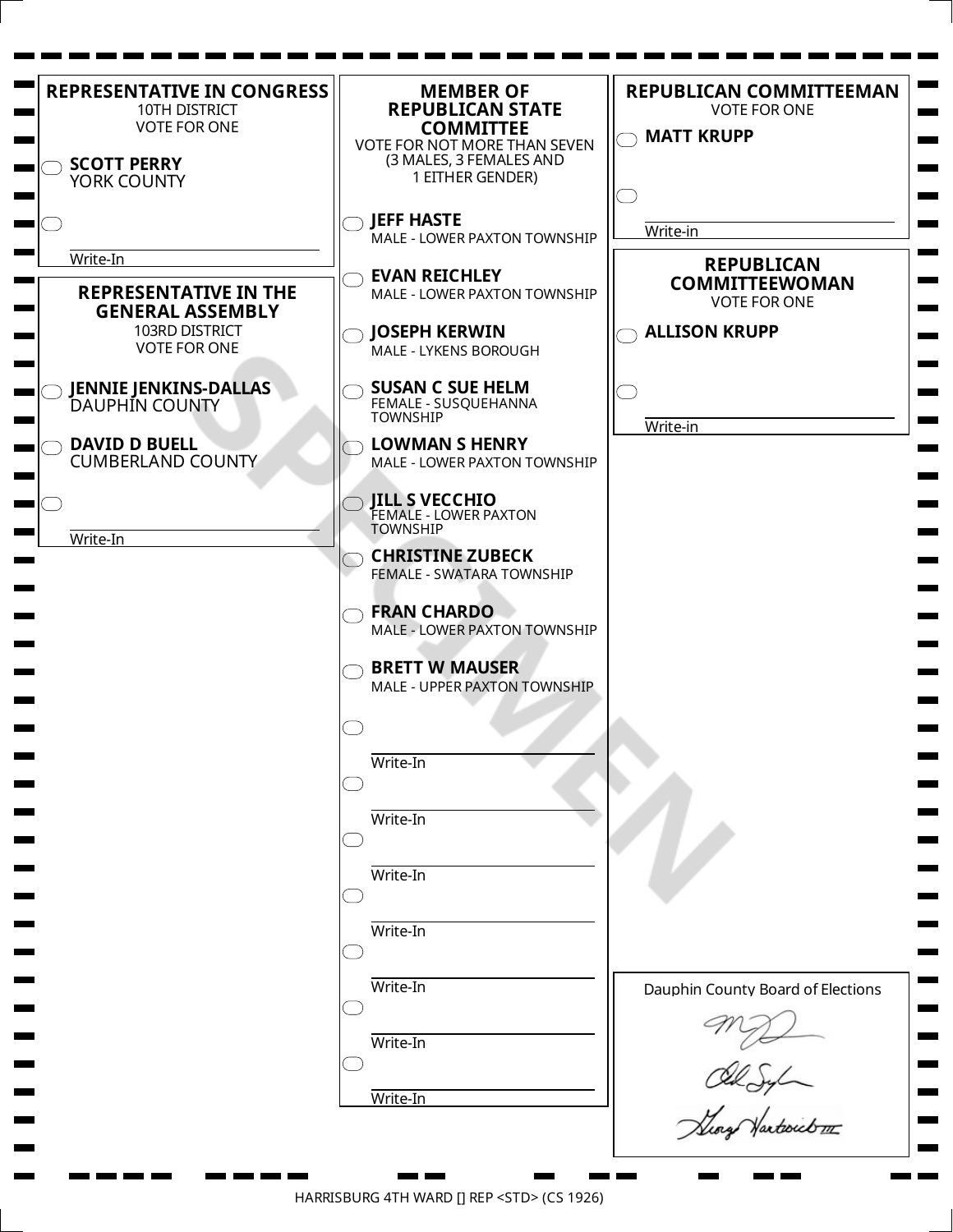## REPRESENTATIVE IN CONGRESS

10TH DISTRICT
VOTE FOR ONE

- **SCOTT PERRY**
  YORK COUNTY
- Write-In

## REPRESENTATIVE IN THE GENERAL ASSEMBLY

103RD DISTRICT
VOTE FOR ONE

- **JENNIE JENKINS-DALLAS**
  DAUPHIN COUNTY
- **DAVID D BUELL**
  CUMBERLAND COUNTY
- Write-In

## MEMBER OF REPUBLICAN STATE COMMITTEE

VOTE FOR NOT MORE THAN SEVEN
(3 MALES, 3 FEMALES AND
1 EITHER GENDER)

- **JEFF HASTE**
  MALE - LOWER PAXTON TOWNSHIP
- **EVAN REICHLEY**
  MALE - LOWER PAXTON TOWNSHIP
- **JOSEPH KERWIN**
  MALE - LYKENS BOROUGH
- **SUSAN C SUE HELM**
  FEMALE - SUSQUEHANNA TOWNSHIP
- **LOWMAN S HENRY**
  MALE - LOWER PAXTON TOWNSHIP
- **JILL S VECCHIO**
  FEMALE - LOWER PAXTON TOWNSHIP
- **CHRISTINE ZUBECK**
  FEMALE - SWATARA TOWNSHIP
- **FRAN CHARDO**
  MALE - LOWER PAXTON TOWNSHIP
- **BRETT W MAUSER**
  MALE - UPPER PAXTON TOWNSHIP
- Write-In
- Write-In
- Write-In
- Write-In
- Write-In
- Write-In
- Write-In

## REPUBLICAN COMMITTEEMAN

VOTE FOR ONE

- **MATT KRUPP**
- Write-in

## REPUBLICAN COMMITTEEWOMAN

VOTE FOR ONE

- **ALLISON KRUPP**
- Write-in

Dauphin County Board of Elections

SPECIMEN

HARRISBURG 4TH WARD [] REP <STD> (CS 1926)